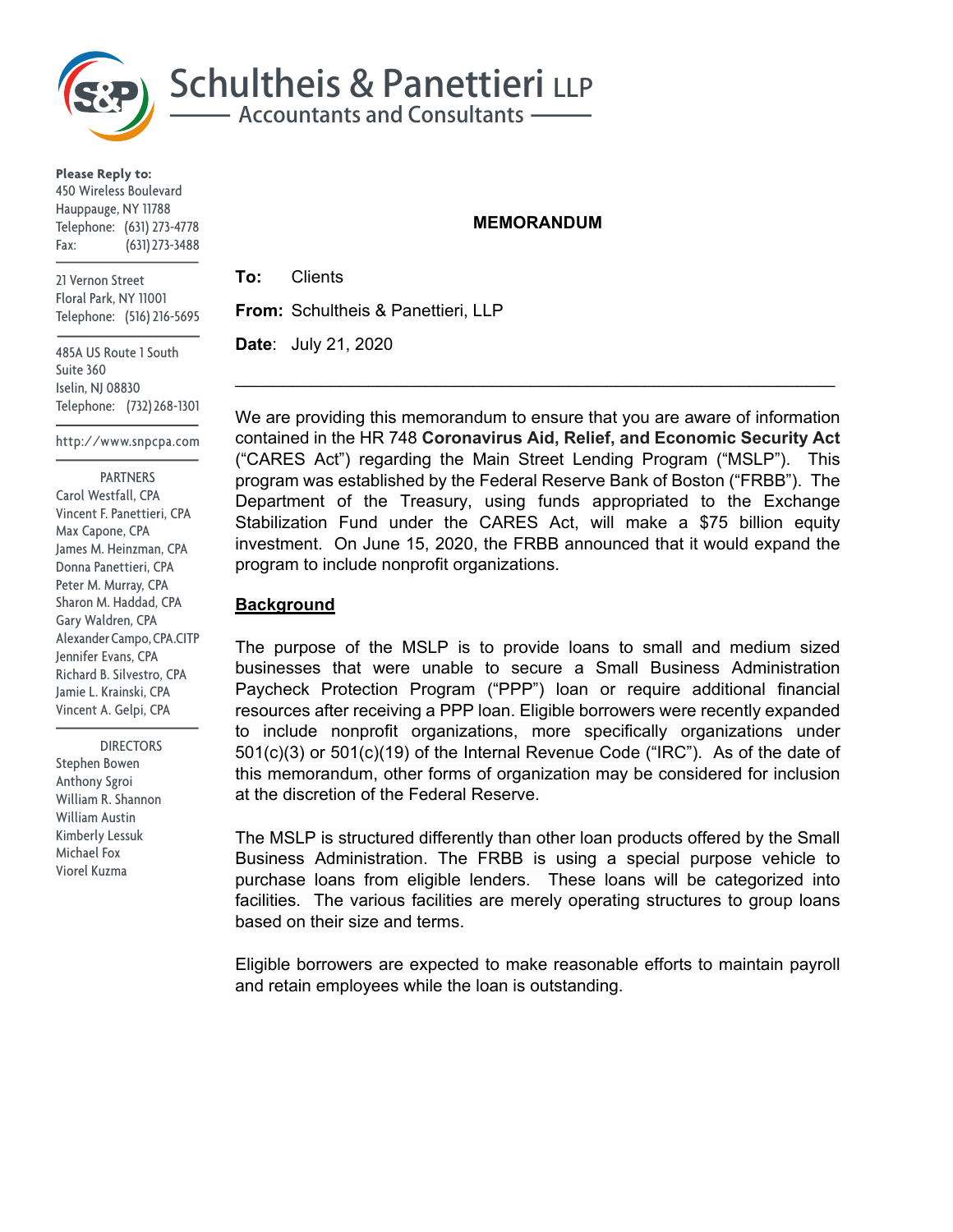# Schultheis & Panettieri LLP

Accountants and Consultants

**Please Reply to:**
450 Wireless Boulevard
Hauppauge, NY 11788
Telephone: (631) 273-4778
Fax: (631) 273-3488

21 Vernon Street
Floral Park, NY 11001
Telephone: (516) 216-5695

485A US Route 1 South
Suite 360
Iselin, NJ 08830
Telephone: (732) 268-1301

http://www.snpcpa.com

PARTNERS
Carol Westfall, CPA
Vincent F. Panettieri, CPA
Max Capone, CPA
James M. Heinzman, CPA
Donna Panettieri, CPA
Peter M. Murray, CPA
Sharon M. Haddad, CPA
Gary Waldren, CPA
Alexander Campo, CPA.CITP
Jennifer Evans, CPA
Richard B. Silvestro, CPA
Jamie L. Krainski, CPA
Vincent A. Gelpi, CPA

DIRECTORS
Stephen Bowen
Anthony Sgroi
William R. Shannon
William Austin
Kimberly Lessuk
Michael Fox
Viorel Kuzma

**MEMORANDUM**

**To:** Clients

**From:** Schultheis & Panettieri, LLP

**Date**: July 21, 2020

---

We are providing this memorandum to ensure that you are aware of information contained in the HR 748 **Coronavirus Aid, Relief, and Economic Security Act** ("CARES Act") regarding the Main Street Lending Program ("MSLP"). This program was established by the Federal Reserve Bank of Boston ("FRBB"). The Department of the Treasury, using funds appropriated to the Exchange Stabilization Fund under the CARES Act, will make a $75 billion equity investment. On June 15, 2020, the FRBB announced that it would expand the program to include nonprofit organizations.

## Background

The purpose of the MSLP is to provide loans to small and medium sized businesses that were unable to secure a Small Business Administration Paycheck Protection Program ("PPP") loan or require additional financial resources after receiving a PPP loan. Eligible borrowers were recently expanded to include nonprofit organizations, more specifically organizations under 501(c)(3) or 501(c)(19) of the Internal Revenue Code ("IRC"). As of the date of this memorandum, other forms of organization may be considered for inclusion at the discretion of the Federal Reserve.

The MSLP is structured differently than other loan products offered by the Small Business Administration. The FRBB is using a special purpose vehicle to purchase loans from eligible lenders. These loans will be categorized into facilities. The various facilities are merely operating structures to group loans based on their size and terms.

Eligible borrowers are expected to make reasonable efforts to maintain payroll and retain employees while the loan is outstanding.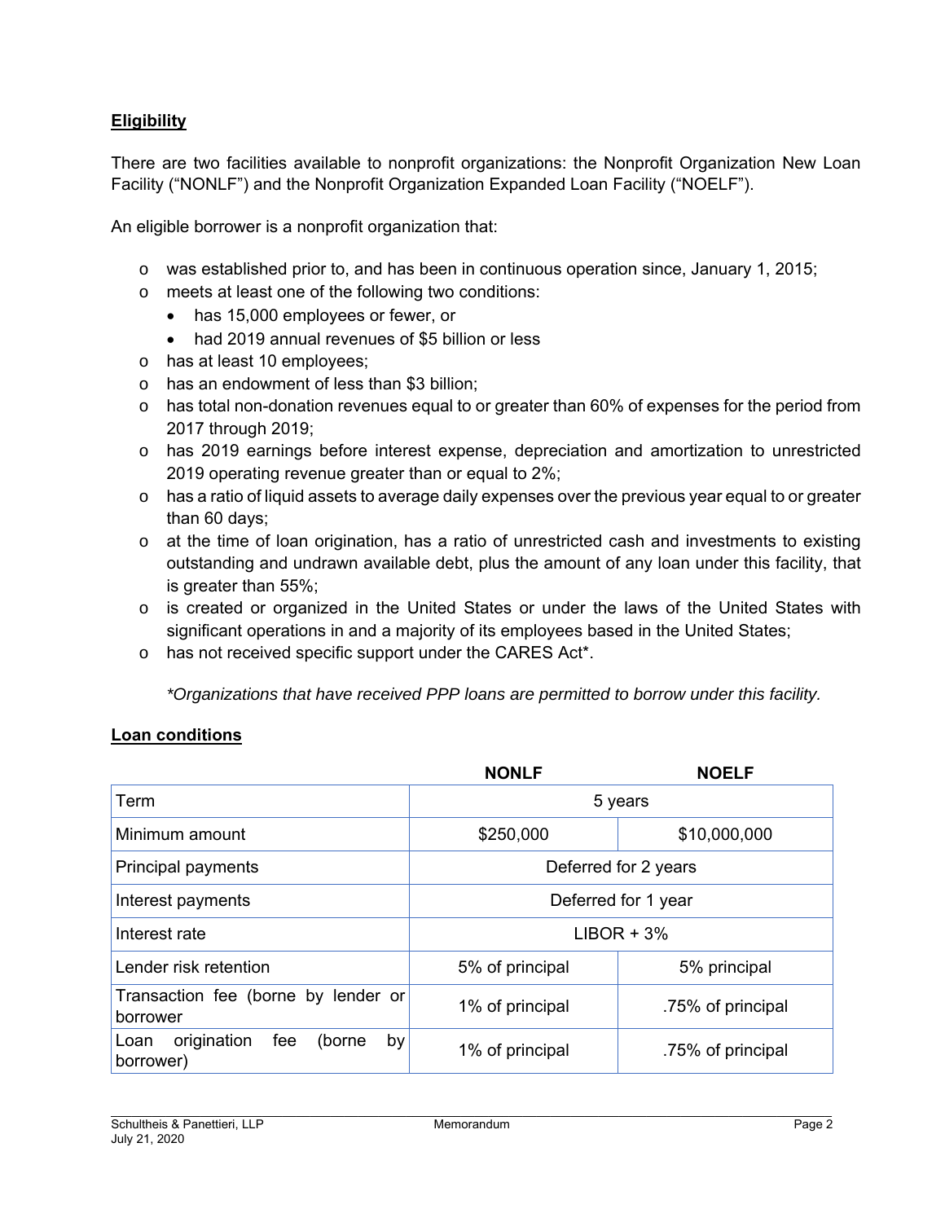**Eligibility**

There are two facilities available to nonprofit organizations: the Nonprofit Organization New Loan Facility ("NONLF") and the Nonprofit Organization Expanded Loan Facility ("NOELF").

An eligible borrower is a nonprofit organization that:

- was established prior to, and has been in continuous operation since, January 1, 2015;
- meets at least one of the following two conditions:
  - has 15,000 employees or fewer, or
  - had 2019 annual revenues of $5 billion or less
- has at least 10 employees;
- has an endowment of less than $3 billion;
- has total non-donation revenues equal to or greater than 60% of expenses for the period from 2017 through 2019;
- has 2019 earnings before interest expense, depreciation and amortization to unrestricted 2019 operating revenue greater than or equal to 2%;
- has a ratio of liquid assets to average daily expenses over the previous year equal to or greater than 60 days;
- at the time of loan origination, has a ratio of unrestricted cash and investments to existing outstanding and undrawn available debt, plus the amount of any loan under this facility, that is greater than 55%;
- is created or organized in the United States or under the laws of the United States with significant operations in and a majority of its employees based in the United States;
- has not received specific support under the CARES Act*.

*\*Organizations that have received PPP loans are permitted to borrow under this facility.*

**Loan conditions**

| | NONLF | NOELF |
|---|---|---|
| Term | 5 years | |
| Minimum amount | $250,000 | $10,000,000 |
| Principal payments | Deferred for 2 years | |
| Interest payments | Deferred for 1 year | |
| Interest rate | LIBOR + 3% | |
| Lender risk retention | 5% of principal | 5% principal |
| Transaction fee (borne by lender or borrower | 1% of principal | .75% of principal |
| Loan origination fee (borne by borrower) | 1% of principal | .75% of principal |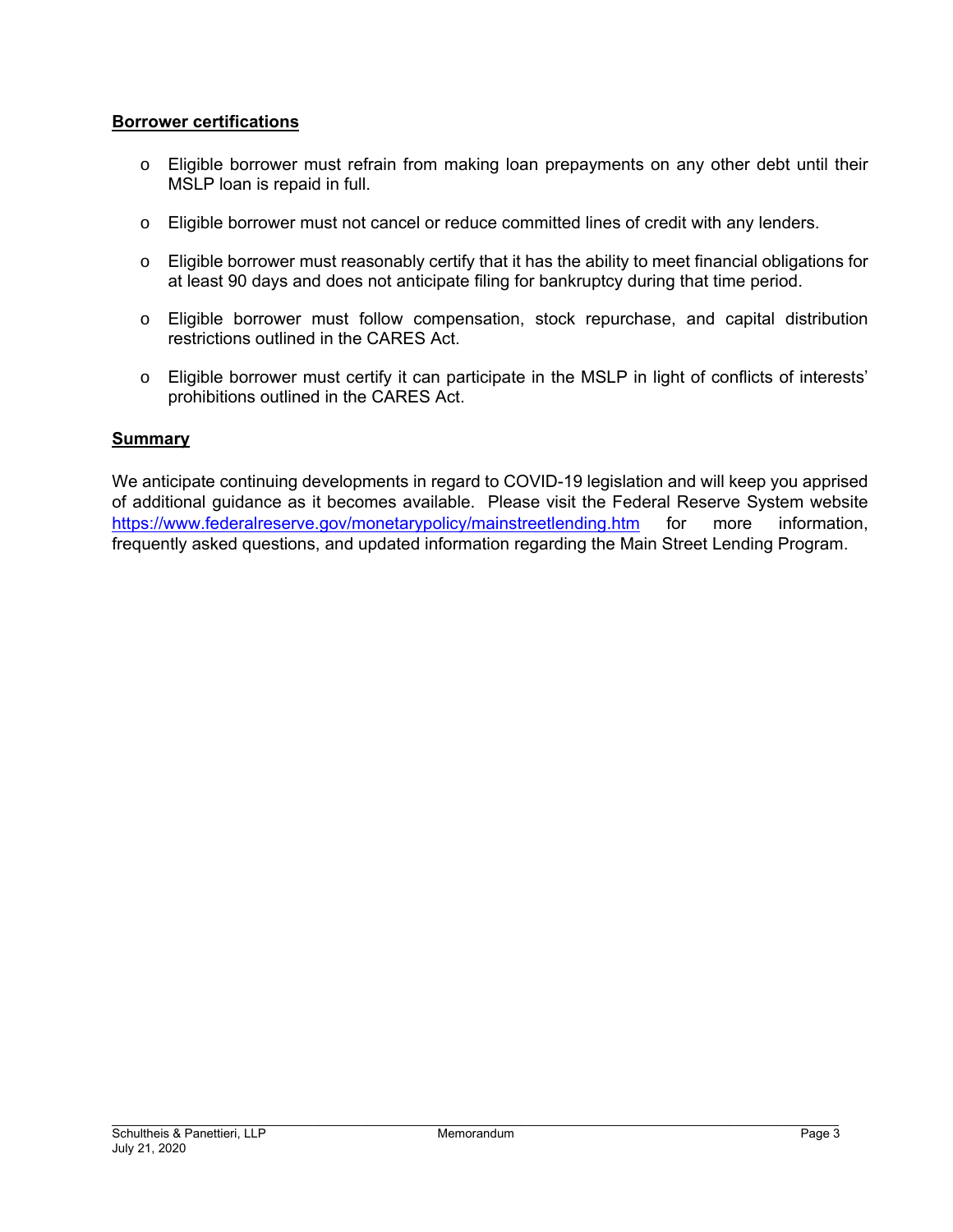**Borrower certifications**

- Eligible borrower must refrain from making loan prepayments on any other debt until their MSLP loan is repaid in full.
- Eligible borrower must not cancel or reduce committed lines of credit with any lenders.
- Eligible borrower must reasonably certify that it has the ability to meet financial obligations for at least 90 days and does not anticipate filing for bankruptcy during that time period.
- Eligible borrower must follow compensation, stock repurchase, and capital distribution restrictions outlined in the CARES Act.
- Eligible borrower must certify it can participate in the MSLP in light of conflicts of interests' prohibitions outlined in the CARES Act.

**Summary**

We anticipate continuing developments in regard to COVID-19 legislation and will keep you apprised of additional guidance as it becomes available. Please visit the Federal Reserve System website https://www.federalreserve.gov/monetarypolicy/mainstreetlending.htm for more information, frequently asked questions, and updated information regarding the Main Street Lending Program.